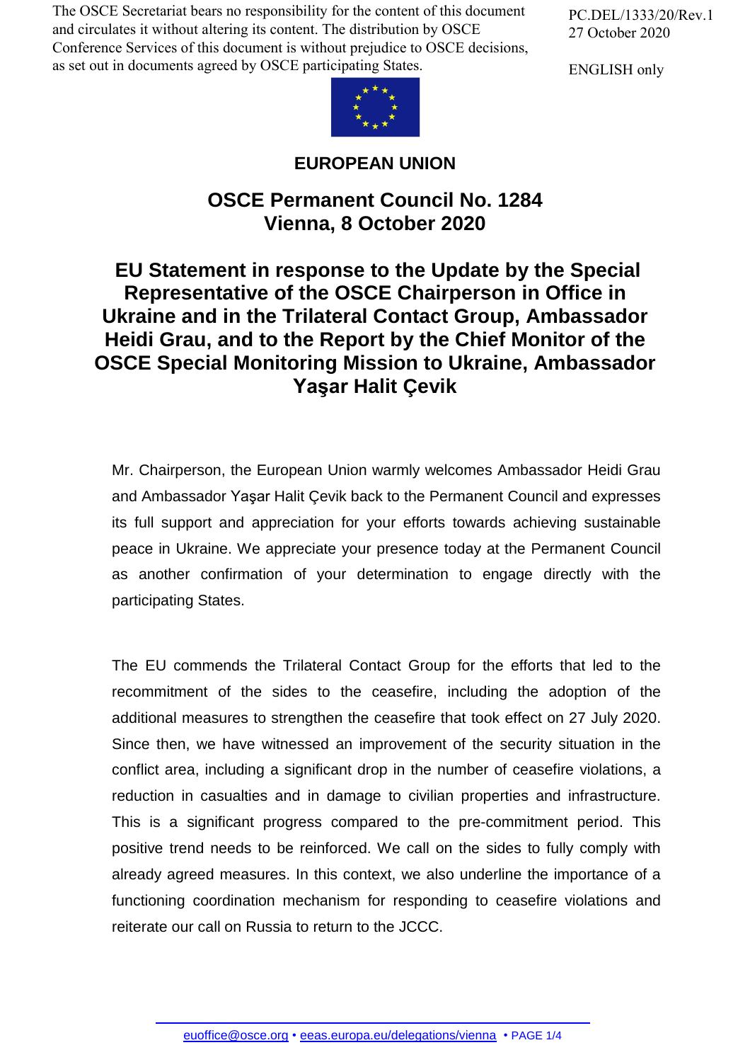The OSCE Secretariat bears no responsibility for the content of this document and circulates it without altering its content. The distribution by OSCE Conference Services of this document is without prejudice to OSCE decisions, as set out in documents agreed by OSCE participating States.

PC.DEL/1333/20/Rev.1
27 October 2020

ENGLISH only

**EUROPEAN UNION**

## OSCE Permanent Council No. 1284
## Vienna, 8 October 2020

# EU Statement in response to the Update by the Special Representative of the OSCE Chairperson in Office in Ukraine and in the Trilateral Contact Group, Ambassador Heidi Grau, and to the Report by the Chief Monitor of the OSCE Special Monitoring Mission to Ukraine, Ambassador Yaşar Halit Çevik

Mr. Chairperson, the European Union warmly welcomes Ambassador Heidi Grau and Ambassador Yaşar Halit Çevik back to the Permanent Council and expresses its full support and appreciation for your efforts towards achieving sustainable peace in Ukraine. We appreciate your presence today at the Permanent Council as another confirmation of your determination to engage directly with the participating States.

The EU commends the Trilateral Contact Group for the efforts that led to the recommitment of the sides to the ceasefire, including the adoption of the additional measures to strengthen the ceasefire that took effect on 27 July 2020. Since then, we have witnessed an improvement of the security situation in the conflict area, including a significant drop in the number of ceasefire violations, a reduction in casualties and in damage to civilian properties and infrastructure. This is a significant progress compared to the pre-commitment period. This positive trend needs to be reinforced. We call on the sides to fully comply with already agreed measures. In this context, we also underline the importance of a functioning coordination mechanism for responding to ceasefire violations and reiterate our call on Russia to return to the JCCC.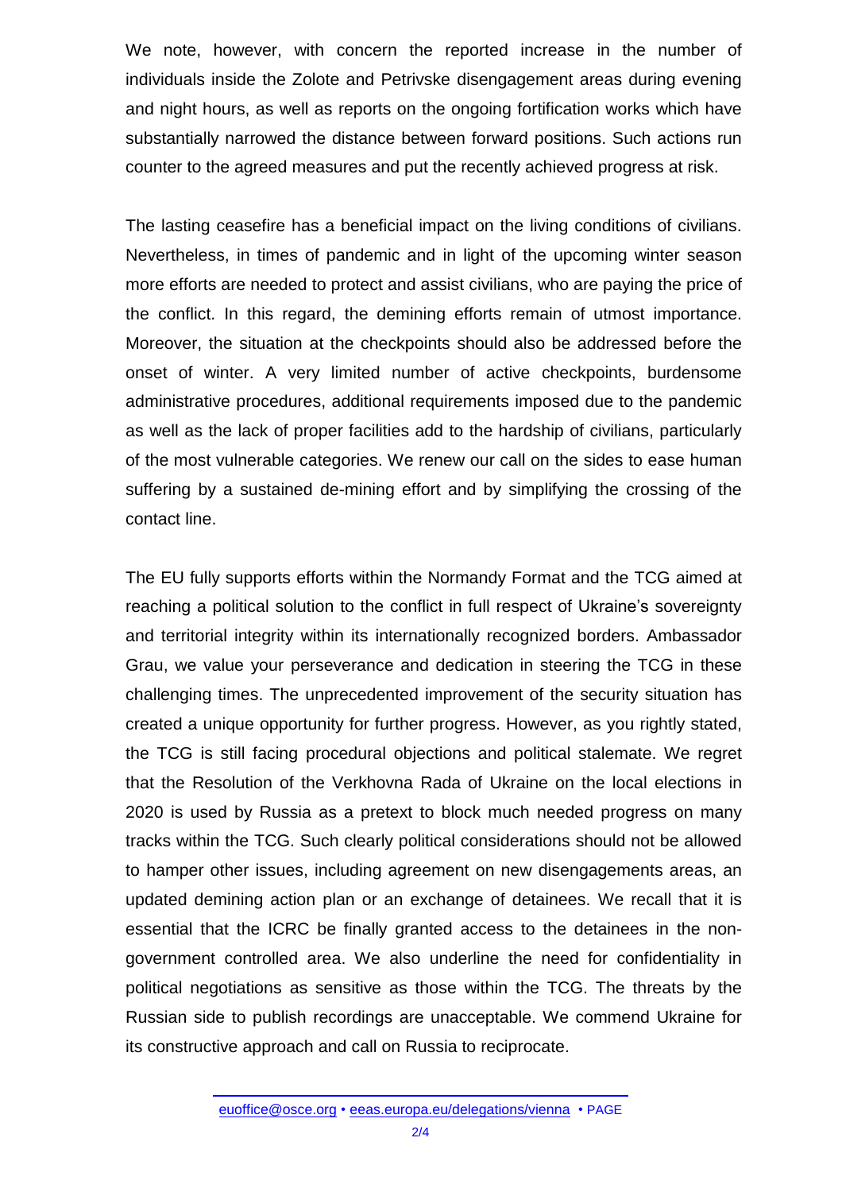We note, however, with concern the reported increase in the number of individuals inside the Zolote and Petrivske disengagement areas during evening and night hours, as well as reports on the ongoing fortification works which have substantially narrowed the distance between forward positions. Such actions run counter to the agreed measures and put the recently achieved progress at risk.

The lasting ceasefire has a beneficial impact on the living conditions of civilians. Nevertheless, in times of pandemic and in light of the upcoming winter season more efforts are needed to protect and assist civilians, who are paying the price of the conflict. In this regard, the demining efforts remain of utmost importance. Moreover, the situation at the checkpoints should also be addressed before the onset of winter. A very limited number of active checkpoints, burdensome administrative procedures, additional requirements imposed due to the pandemic as well as the lack of proper facilities add to the hardship of civilians, particularly of the most vulnerable categories. We renew our call on the sides to ease human suffering by a sustained de-mining effort and by simplifying the crossing of the contact line.

The EU fully supports efforts within the Normandy Format and the TCG aimed at reaching a political solution to the conflict in full respect of Ukraine's sovereignty and territorial integrity within its internationally recognized borders. Ambassador Grau, we value your perseverance and dedication in steering the TCG in these challenging times. The unprecedented improvement of the security situation has created a unique opportunity for further progress. However, as you rightly stated, the TCG is still facing procedural objections and political stalemate. We regret that the Resolution of the Verkhovna Rada of Ukraine on the local elections in 2020 is used by Russia as a pretext to block much needed progress on many tracks within the TCG. Such clearly political considerations should not be allowed to hamper other issues, including agreement on new disengagements areas, an updated demining action plan or an exchange of detainees. We recall that it is essential that the ICRC be finally granted access to the detainees in the non-government controlled area. We also underline the need for confidentiality in political negotiations as sensitive as those within the TCG. The threats by the Russian side to publish recordings are unacceptable. We commend Ukraine for its constructive approach and call on Russia to reciprocate.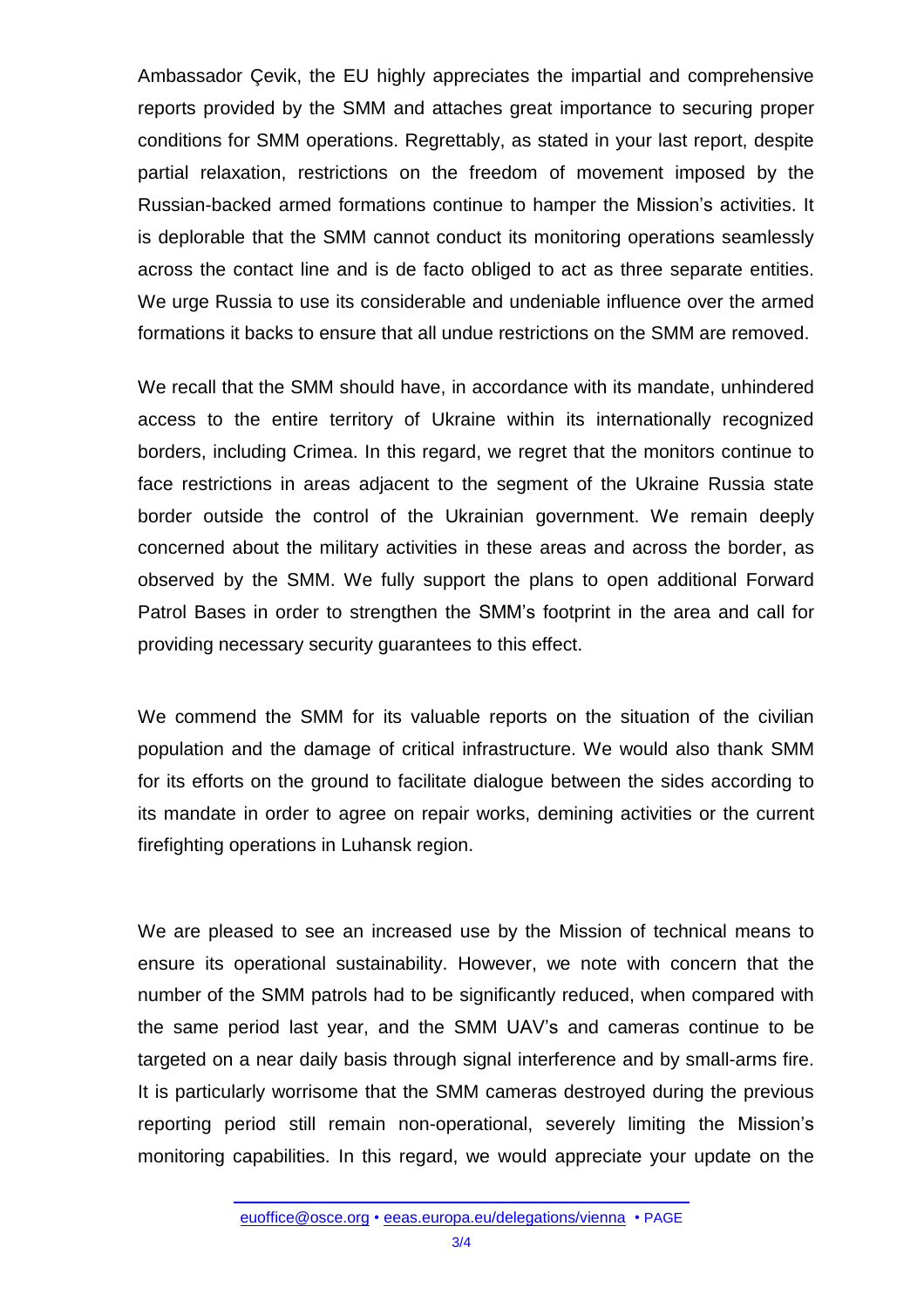Ambassador Çevik, the EU highly appreciates the impartial and comprehensive reports provided by the SMM and attaches great importance to securing proper conditions for SMM operations. Regrettably, as stated in your last report, despite partial relaxation, restrictions on the freedom of movement imposed by the Russian-backed armed formations continue to hamper the Mission's activities. It is deplorable that the SMM cannot conduct its monitoring operations seamlessly across the contact line and is de facto obliged to act as three separate entities. We urge Russia to use its considerable and undeniable influence over the armed formations it backs to ensure that all undue restrictions on the SMM are removed.

We recall that the SMM should have, in accordance with its mandate, unhindered access to the entire territory of Ukraine within its internationally recognized borders, including Crimea. In this regard, we regret that the monitors continue to face restrictions in areas adjacent to the segment of the Ukraine Russia state border outside the control of the Ukrainian government. We remain deeply concerned about the military activities in these areas and across the border, as observed by the SMM. We fully support the plans to open additional Forward Patrol Bases in order to strengthen the SMM's footprint in the area and call for providing necessary security guarantees to this effect.

We commend the SMM for its valuable reports on the situation of the civilian population and the damage of critical infrastructure. We would also thank SMM for its efforts on the ground to facilitate dialogue between the sides according to its mandate in order to agree on repair works, demining activities or the current firefighting operations in Luhansk region.

We are pleased to see an increased use by the Mission of technical means to ensure its operational sustainability. However, we note with concern that the number of the SMM patrols had to be significantly reduced, when compared with the same period last year, and the SMM UAV's and cameras continue to be targeted on a near daily basis through signal interference and by small-arms fire. It is particularly worrisome that the SMM cameras destroyed during the previous reporting period still remain non-operational, severely limiting the Mission's monitoring capabilities. In this regard, we would appreciate your update on the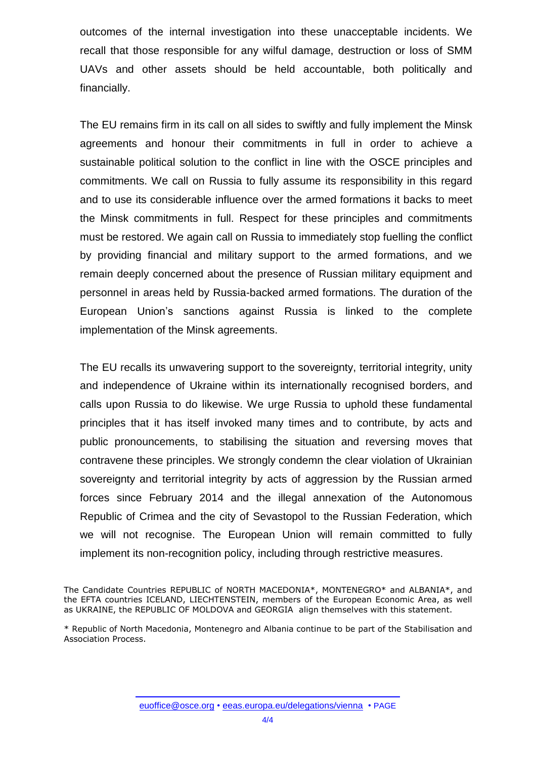outcomes of the internal investigation into these unacceptable incidents. We recall that those responsible for any wilful damage, destruction or loss of SMM UAVs and other assets should be held accountable, both politically and financially.

The EU remains firm in its call on all sides to swiftly and fully implement the Minsk agreements and honour their commitments in full in order to achieve a sustainable political solution to the conflict in line with the OSCE principles and commitments. We call on Russia to fully assume its responsibility in this regard and to use its considerable influence over the armed formations it backs to meet the Minsk commitments in full. Respect for these principles and commitments must be restored. We again call on Russia to immediately stop fuelling the conflict by providing financial and military support to the armed formations, and we remain deeply concerned about the presence of Russian military equipment and personnel in areas held by Russia-backed armed formations. The duration of the European Union's sanctions against Russia is linked to the complete implementation of the Minsk agreements.

The EU recalls its unwavering support to the sovereignty, territorial integrity, unity and independence of Ukraine within its internationally recognised borders, and calls upon Russia to do likewise. We urge Russia to uphold these fundamental principles that it has itself invoked many times and to contribute, by acts and public pronouncements, to stabilising the situation and reversing moves that contravene these principles. We strongly condemn the clear violation of Ukrainian sovereignty and territorial integrity by acts of aggression by the Russian armed forces since February 2014 and the illegal annexation of the Autonomous Republic of Crimea and the city of Sevastopol to the Russian Federation, which we will not recognise. The European Union will remain committed to fully implement its non-recognition policy, including through restrictive measures.

The Candidate Countries REPUBLIC of NORTH MACEDONIA*, MONTENEGRO* and ALBANIA*, and the EFTA countries ICELAND, LIECHTENSTEIN, members of the European Economic Area, as well as UKRAINE, the REPUBLIC OF MOLDOVA and GEORGIA align themselves with this statement.

* Republic of North Macedonia, Montenegro and Albania continue to be part of the Stabilisation and Association Process.

euoffice@osce.org • eeas.europa.eu/delegations/vienna